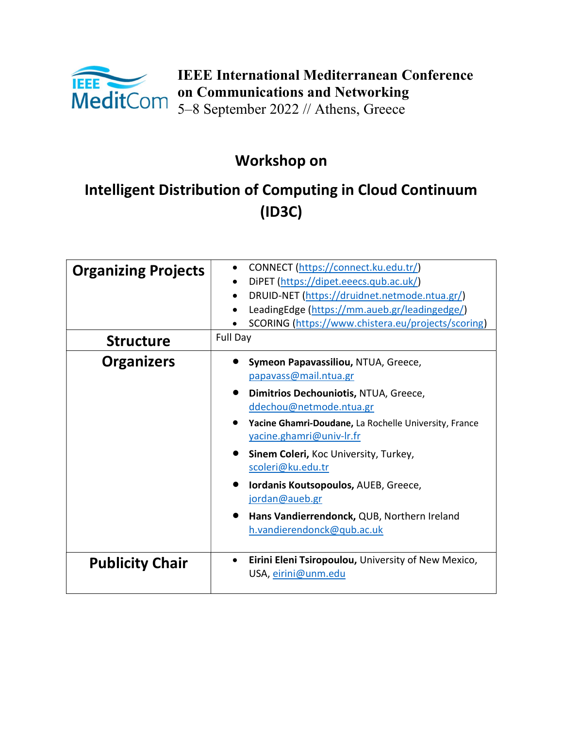**IEEE International Mediterranean Conference on Communications and Networking**
5–8 September 2022 // Athens, Greece

# Workshop on

# Intelligent Distribution of Computing in Cloud Continuum (ID3C)

| | |
|---|---|
| **Organizing Projects** | • CONNECT (https://connect.ku.edu.tr/)<br>• DiPET (https://dipet.eeecs.qub.ac.uk/)<br>• DRUID-NET (https://druidnet.netmode.ntua.gr/)<br>• LeadingEdge (https://mm.aueb.gr/leadingedge/)<br>• SCORING (https://www.chistera.eu/projects/scoring) |
| **Structure** | Full Day |
| **Organizers** | • **Symeon Papavassiliou,** NTUA, Greece, papavass@mail.ntua.gr<br>• **Dimitrios Dechouniotis,** NTUA, Greece, ddechou@netmode.ntua.gr<br>• **Yacine Ghamri-Doudane,** La Rochelle University, France yacine.ghamri@univ-lr.fr<br>• **Sinem Coleri,** Koc University, Turkey, scoleri@ku.edu.tr<br>• **Iordanis Koutsopoulos,** AUEB, Greece, jordan@aueb.gr<br>• **Hans Vandierrendonck,** QUB, Northern Ireland h.vandierendonck@qub.ac.uk |
| **Publicity Chair** | • **Eirini Eleni Tsiropoulou,** University of New Mexico, USA, eirini@unm.edu |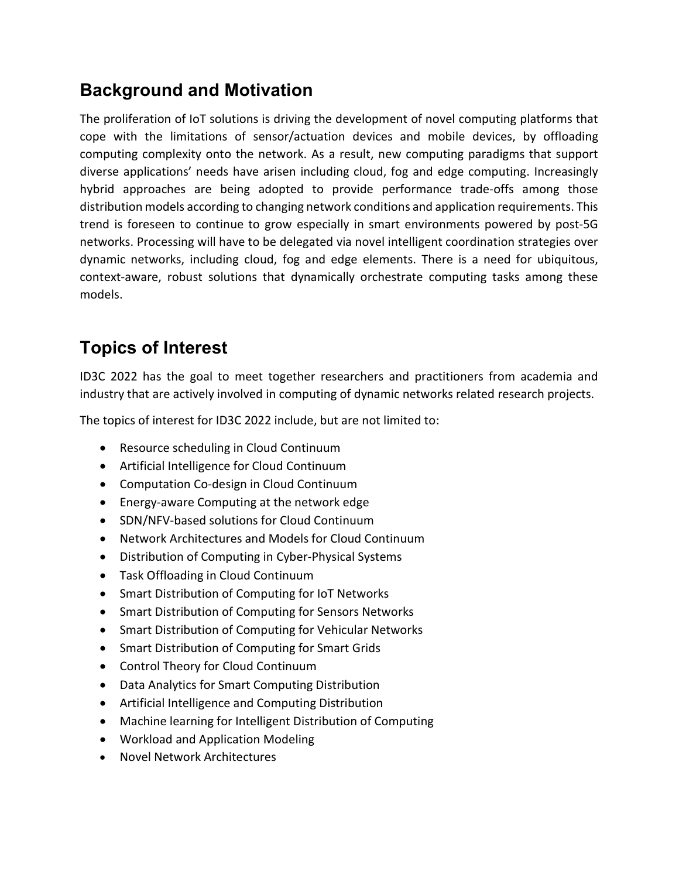## Background and Motivation

The proliferation of IoT solutions is driving the development of novel computing platforms that cope with the limitations of sensor/actuation devices and mobile devices, by offloading computing complexity onto the network. As a result, new computing paradigms that support diverse applications' needs have arisen including cloud, fog and edge computing. Increasingly hybrid approaches are being adopted to provide performance trade-offs among those distribution models according to changing network conditions and application requirements. This trend is foreseen to continue to grow especially in smart environments powered by post-5G networks. Processing will have to be delegated via novel intelligent coordination strategies over dynamic networks, including cloud, fog and edge elements. There is a need for ubiquitous, context-aware, robust solutions that dynamically orchestrate computing tasks among these models.

## Topics of Interest

ID3C 2022 has the goal to meet together researchers and practitioners from academia and industry that are actively involved in computing of dynamic networks related research projects.

The topics of interest for ID3C 2022 include, but are not limited to:

- Resource scheduling in Cloud Continuum
- Artificial Intelligence for Cloud Continuum
- Computation Co-design in Cloud Continuum
- Energy-aware Computing at the network edge
- SDN/NFV-based solutions for Cloud Continuum
- Network Architectures and Models for Cloud Continuum
- Distribution of Computing in Cyber-Physical Systems
- Task Offloading in Cloud Continuum
- Smart Distribution of Computing for IoT Networks
- Smart Distribution of Computing for Sensors Networks
- Smart Distribution of Computing for Vehicular Networks
- Smart Distribution of Computing for Smart Grids
- Control Theory for Cloud Continuum
- Data Analytics for Smart Computing Distribution
- Artificial Intelligence and Computing Distribution
- Machine learning for Intelligent Distribution of Computing
- Workload and Application Modeling
- Novel Network Architectures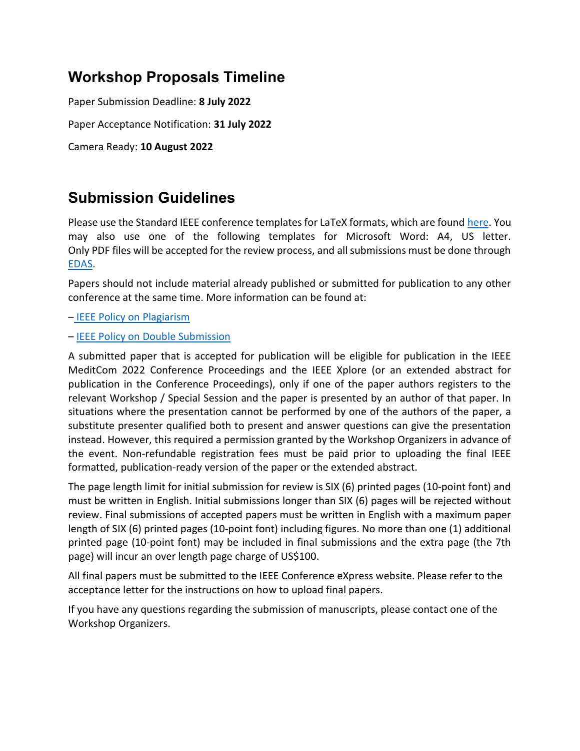## Workshop Proposals Timeline

Paper Submission Deadline: **8 July 2022**

Paper Acceptance Notification: **31 July 2022**

Camera Ready: **10 August 2022**

## Submission Guidelines

Please use the Standard IEEE conference templates for LaTeX formats, which are found [here](). You may also use one of the following templates for Microsoft Word: A4, US letter. Only PDF files will be accepted for the review process, and all submissions must be done through [EDAS]().

Papers should not include material already published or submitted for publication to any other conference at the same time. More information can be found at:

– [IEEE Policy on Plagiarism]()

– [IEEE Policy on Double Submission]()

A submitted paper that is accepted for publication will be eligible for publication in the IEEE MeditCom 2022 Conference Proceedings and the IEEE Xplore (or an extended abstract for publication in the Conference Proceedings), only if one of the paper authors registers to the relevant Workshop / Special Session and the paper is presented by an author of that paper. In situations where the presentation cannot be performed by one of the authors of the paper, a substitute presenter qualified both to present and answer questions can give the presentation instead. However, this required a permission granted by the Workshop Organizers in advance of the event. Non-refundable registration fees must be paid prior to uploading the final IEEE formatted, publication-ready version of the paper or the extended abstract.

The page length limit for initial submission for review is SIX (6) printed pages (10-point font) and must be written in English. Initial submissions longer than SIX (6) pages will be rejected without review. Final submissions of accepted papers must be written in English with a maximum paper length of SIX (6) printed pages (10-point font) including figures. No more than one (1) additional printed page (10-point font) may be included in final submissions and the extra page (the 7th page) will incur an over length page charge of US$100.

All final papers must be submitted to the IEEE Conference eXpress website. Please refer to the acceptance letter for the instructions on how to upload final papers.

If you have any questions regarding the submission of manuscripts, please contact one of the Workshop Organizers.